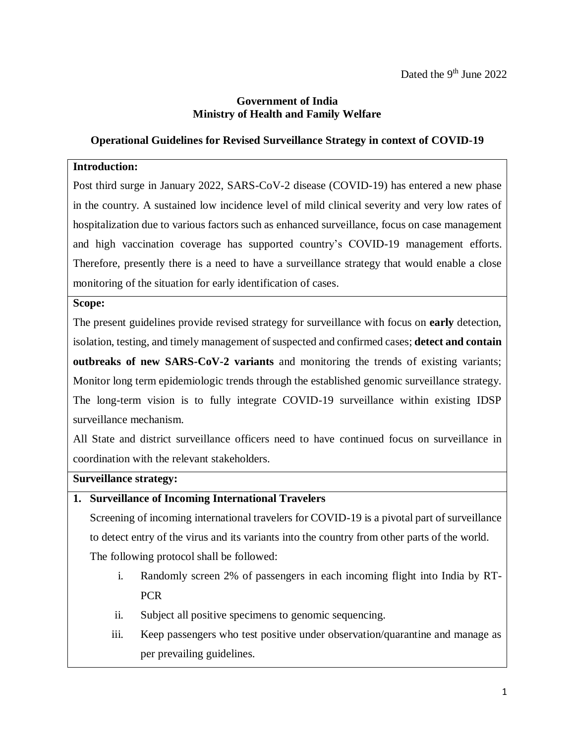Dated the 9th June 2022

**Government of India**
**Ministry of Health and Family Welfare**

## Operational Guidelines for Revised Surveillance Strategy in context of COVID-19

**Introduction:**

Post third surge in January 2022, SARS-CoV-2 disease (COVID-19) has entered a new phase in the country. A sustained low incidence level of mild clinical severity and very low rates of hospitalization due to various factors such as enhanced surveillance, focus on case management and high vaccination coverage has supported country's COVID-19 management efforts. Therefore, presently there is a need to have a surveillance strategy that would enable a close monitoring of the situation for early identification of cases.

**Scope:**

The present guidelines provide revised strategy for surveillance with focus on **early** detection, isolation, testing, and timely management of suspected and confirmed cases; **detect and contain outbreaks of new SARS-CoV-2 variants** and monitoring the trends of existing variants; Monitor long term epidemiologic trends through the established genomic surveillance strategy. The long-term vision is to fully integrate COVID-19 surveillance within existing IDSP surveillance mechanism.

All State and district surveillance officers need to have continued focus on surveillance in coordination with the relevant stakeholders.

**Surveillance strategy:**

**1. Surveillance of Incoming International Travelers**

Screening of incoming international travelers for COVID-19 is a pivotal part of surveillance to detect entry of the virus and its variants into the country from other parts of the world.

The following protocol shall be followed:

i. Randomly screen 2% of passengers in each incoming flight into India by RT-PCR

ii. Subject all positive specimens to genomic sequencing.

iii. Keep passengers who test positive under observation/quarantine and manage as per prevailing guidelines.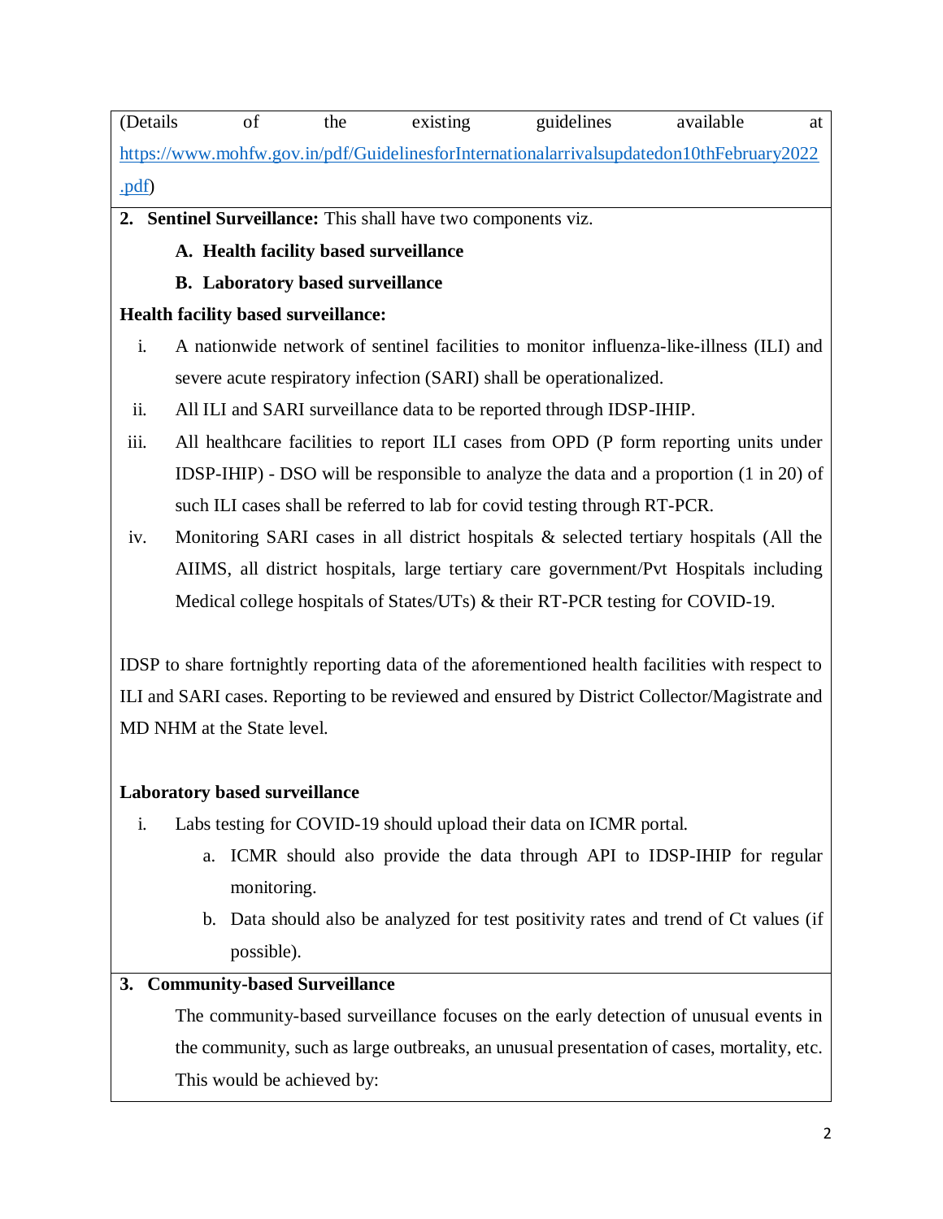(Details of the existing guidelines available at https://www.mohfw.gov.in/pdf/GuidelinesforInternationalarrivalsupdatedon10thFebruary2022.pdf)

**2. Sentinel Surveillance:** This shall have two components viz.

- **A. Health facility based surveillance**
- **B. Laboratory based surveillance**

**Health facility based surveillance:**

i. A nationwide network of sentinel facilities to monitor influenza-like-illness (ILI) and severe acute respiratory infection (SARI) shall be operationalized.

ii. All ILI and SARI surveillance data to be reported through IDSP-IHIP.

iii. All healthcare facilities to report ILI cases from OPD (P form reporting units under IDSP-IHIP) - DSO will be responsible to analyze the data and a proportion (1 in 20) of such ILI cases shall be referred to lab for covid testing through RT-PCR.

iv. Monitoring SARI cases in all district hospitals & selected tertiary hospitals (All the AIIMS, all district hospitals, large tertiary care government/Pvt Hospitals including Medical college hospitals of States/UTs) & their RT-PCR testing for COVID-19.

IDSP to share fortnightly reporting data of the aforementioned health facilities with respect to ILI and SARI cases. Reporting to be reviewed and ensured by District Collector/Magistrate and MD NHM at the State level.

**Laboratory based surveillance**

i. Labs testing for COVID-19 should upload their data on ICMR portal.
   - a. ICMR should also provide the data through API to IDSP-IHIP for regular monitoring.
   - b. Data should also be analyzed for test positivity rates and trend of Ct values (if possible).

**3. Community-based Surveillance**

The community-based surveillance focuses on the early detection of unusual events in the community, such as large outbreaks, an unusual presentation of cases, mortality, etc. This would be achieved by: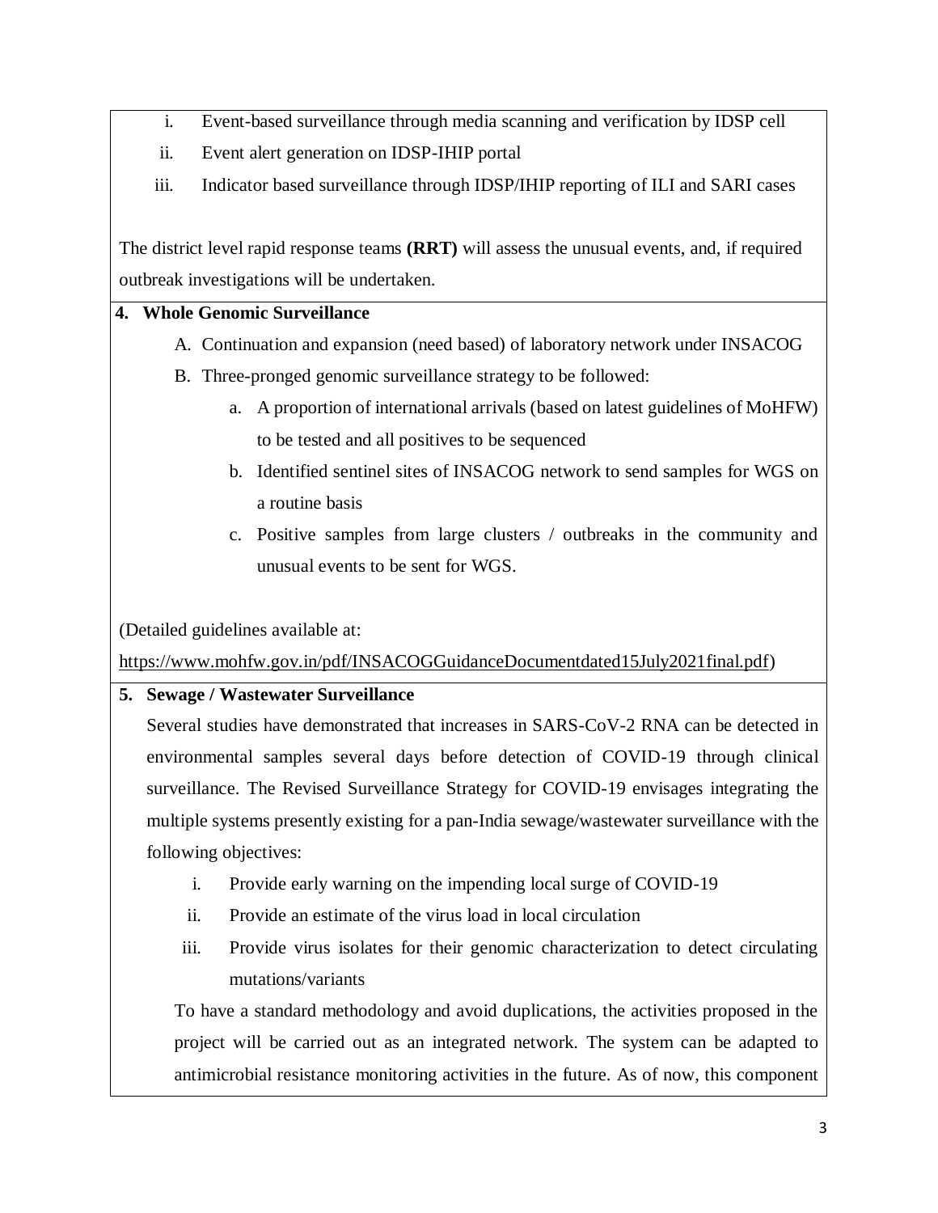i. Event-based surveillance through media scanning and verification by IDSP cell
ii. Event alert generation on IDSP-IHIP portal
iii. Indicator based surveillance through IDSP/IHIP reporting of ILI and SARI cases

The district level rapid response teams **(RRT)** will assess the unusual events, and, if required outbreak investigations will be undertaken.

**4. Whole Genomic Surveillance**

A. Continuation and expansion (need based) of laboratory network under INSACOG
B. Three-pronged genomic surveillance strategy to be followed:
   a. A proportion of international arrivals (based on latest guidelines of MoHFW) to be tested and all positives to be sequenced
   b. Identified sentinel sites of INSACOG network to send samples for WGS on a routine basis
   c. Positive samples from large clusters / outbreaks in the community and unusual events to be sent for WGS.

(Detailed guidelines available at:
https://www.mohfw.gov.in/pdf/INSACOGGuidanceDocumentdated15July2021final.pdf)

**5. Sewage / Wastewater Surveillance**

Several studies have demonstrated that increases in SARS-CoV-2 RNA can be detected in environmental samples several days before detection of COVID-19 through clinical surveillance. The Revised Surveillance Strategy for COVID-19 envisages integrating the multiple systems presently existing for a pan-India sewage/wastewater surveillance with the following objectives:

i. Provide early warning on the impending local surge of COVID-19
ii. Provide an estimate of the virus load in local circulation
iii. Provide virus isolates for their genomic characterization to detect circulating mutations/variants

To have a standard methodology and avoid duplications, the activities proposed in the project will be carried out as an integrated network. The system can be adapted to antimicrobial resistance monitoring activities in the future. As of now, this component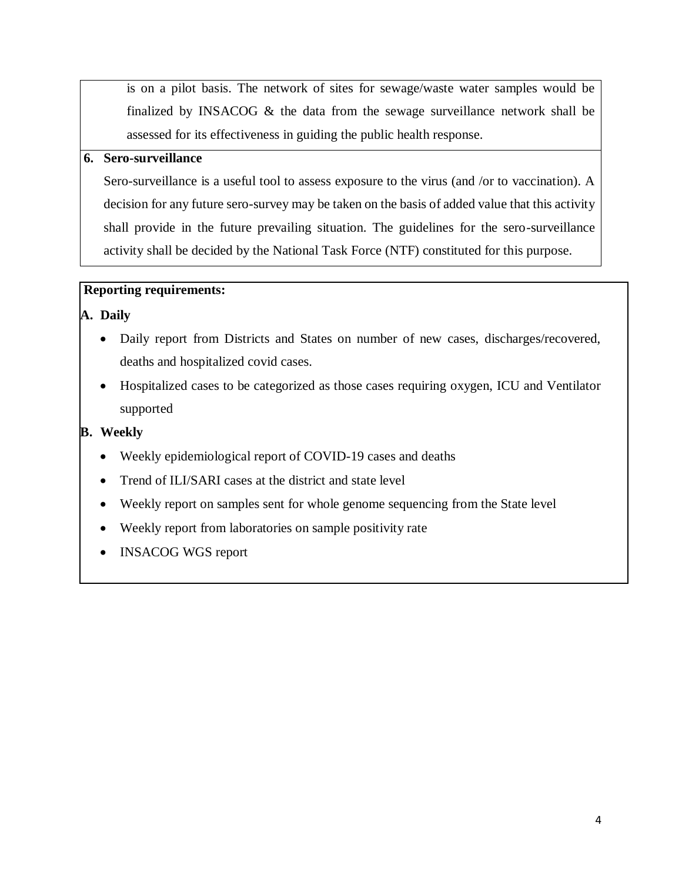is on a pilot basis. The network of sites for sewage/waste water samples would be finalized by INSACOG & the data from the sewage surveillance network shall be assessed for its effectiveness in guiding the public health response.

**6. Sero-surveillance**

Sero-surveillance is a useful tool to assess exposure to the virus (and /or to vaccination). A decision for any future sero-survey may be taken on the basis of added value that this activity shall provide in the future prevailing situation. The guidelines for the sero-surveillance activity shall be decided by the National Task Force (NTF) constituted for this purpose.

**Reporting requirements:**

**A. Daily**

- Daily report from Districts and States on number of new cases, discharges/recovered, deaths and hospitalized covid cases.
- Hospitalized cases to be categorized as those cases requiring oxygen, ICU and Ventilator supported

**B. Weekly**

- Weekly epidemiological report of COVID-19 cases and deaths
- Trend of ILI/SARI cases at the district and state level
- Weekly report on samples sent for whole genome sequencing from the State level
- Weekly report from laboratories on sample positivity rate
- INSACOG WGS report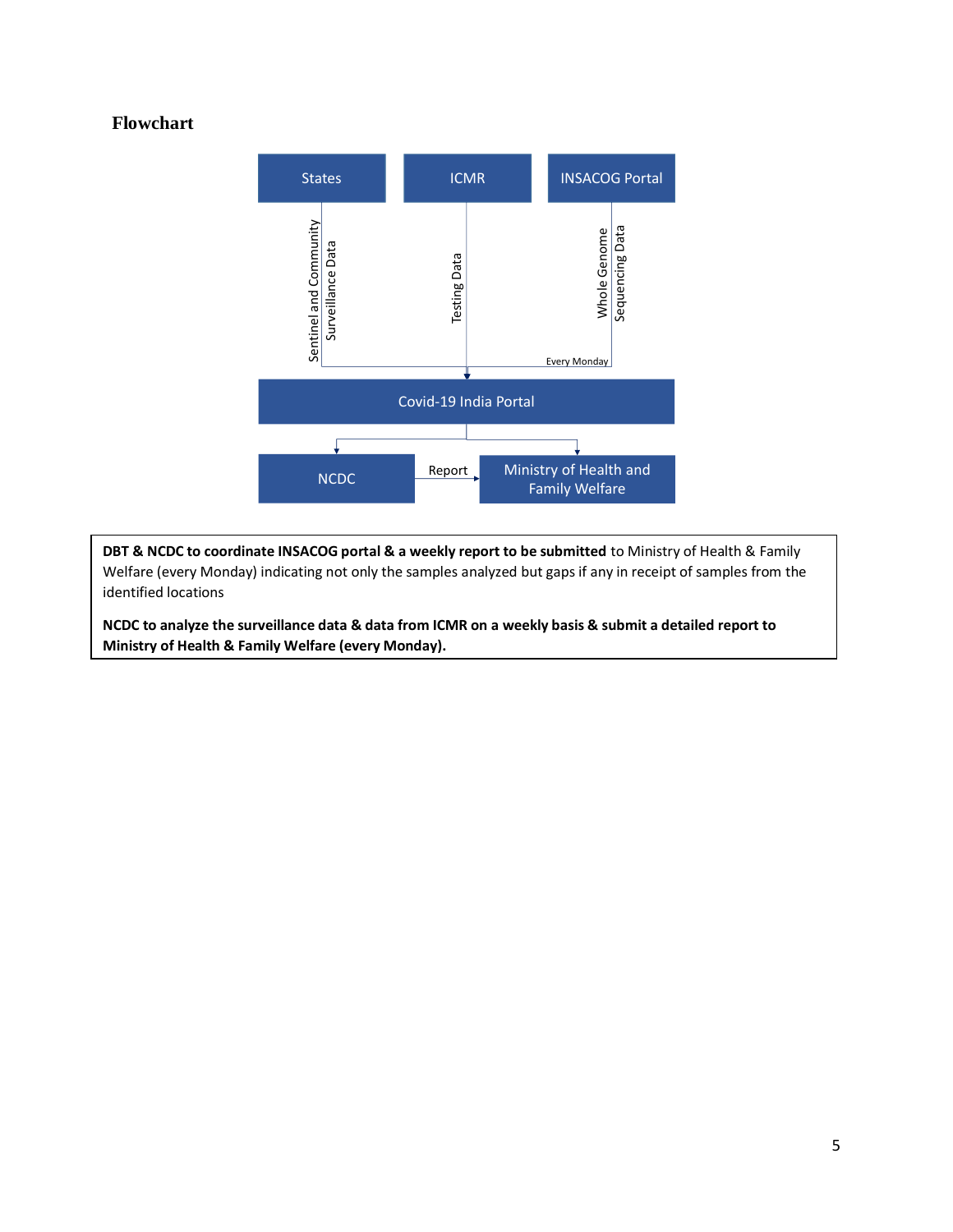## Flowchart

States

ICMR

INSACOG Portal

Sentinel and Community Surveillance Data

Testing Data

Whole Genome Sequencing Data

Every Monday

Covid-19 India Portal

NCDC

Report

Ministry of Health and Family Welfare

**DBT & NCDC to coordinate INSACOG portal & a weekly report to be submitted** to Ministry of Health & Family Welfare (every Monday) indicating not only the samples analyzed but gaps if any in receipt of samples from the identified locations

**NCDC to analyze the surveillance data & data from ICMR on a weekly basis & submit a detailed report to Ministry of Health & Family Welfare (every Monday).**